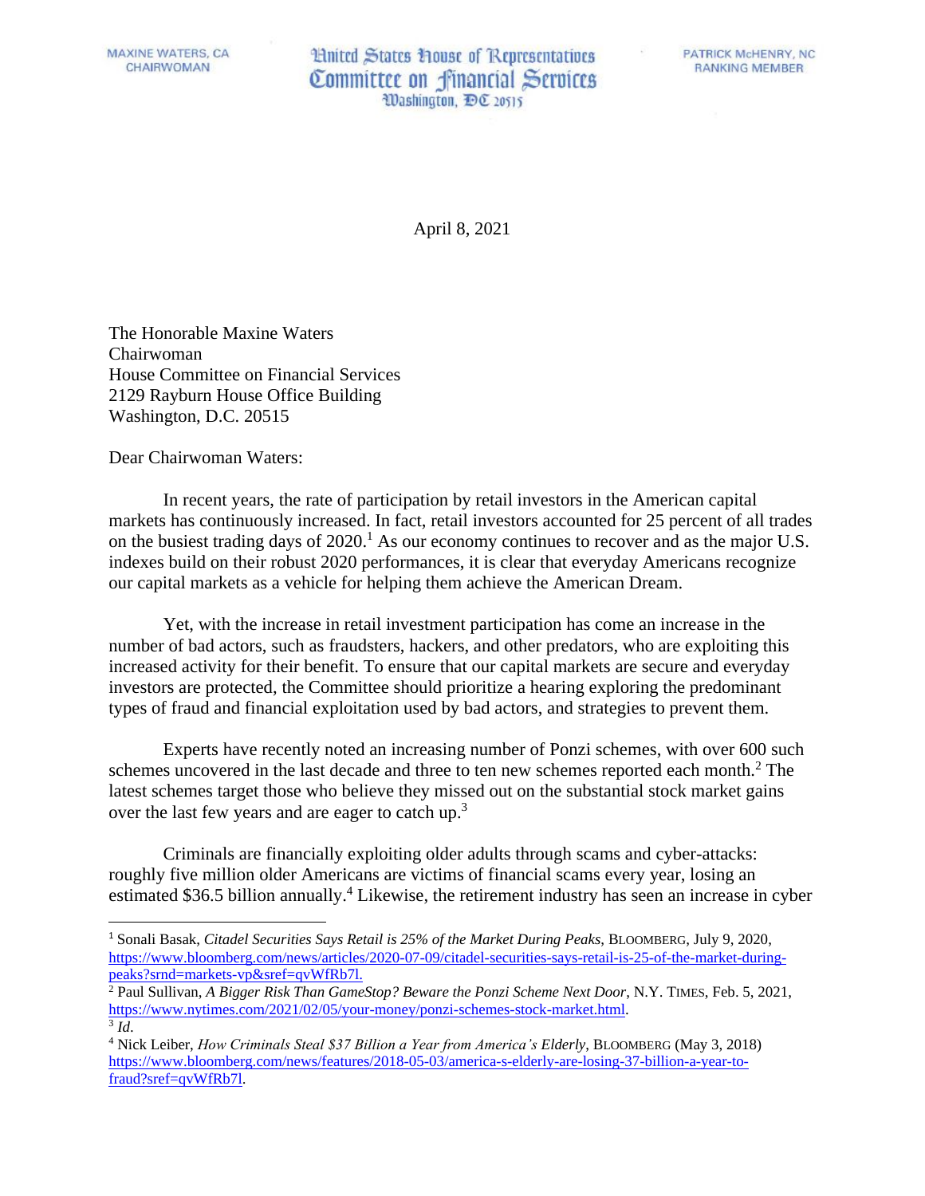MAXINE WATERS, CA
CHAIRWOMAN

United States House of Representatives
Committee on Financial Services
Washington, DC 20515

PATRICK McHENRY, NC
RANKING MEMBER

April 8, 2021

The Honorable Maxine Waters
Chairwoman
House Committee on Financial Services
2129 Rayburn House Office Building
Washington, D.C. 20515

Dear Chairwoman Waters:

In recent years, the rate of participation by retail investors in the American capital markets has continuously increased. In fact, retail investors accounted for 25 percent of all trades on the busiest trading days of 2020.[1] As our economy continues to recover and as the major U.S. indexes build on their robust 2020 performances, it is clear that everyday Americans recognize our capital markets as a vehicle for helping them achieve the American Dream.

Yet, with the increase in retail investment participation has come an increase in the number of bad actors, such as fraudsters, hackers, and other predators, who are exploiting this increased activity for their benefit. To ensure that our capital markets are secure and everyday investors are protected, the Committee should prioritize a hearing exploring the predominant types of fraud and financial exploitation used by bad actors, and strategies to prevent them.

Experts have recently noted an increasing number of Ponzi schemes, with over 600 such schemes uncovered in the last decade and three to ten new schemes reported each month.[2] The latest schemes target those who believe they missed out on the substantial stock market gains over the last few years and are eager to catch up.[3]

Criminals are financially exploiting older adults through scams and cyber-attacks: roughly five million older Americans are victims of financial scams every year, losing an estimated $36.5 billion annually.[4] Likewise, the retirement industry has seen an increase in cyber

---

[1] Sonali Basak, *Citadel Securities Says Retail is 25% of the Market During Peaks*, BLOOMBERG, July 9, 2020, https://www.bloomberg.com/news/articles/2020-07-09/citadel-securities-says-retail-is-25-of-the-market-during-peaks?srnd=markets-vp&sref=qvWfRb7l.

[2] Paul Sullivan, *A Bigger Risk Than GameStop? Beware the Ponzi Scheme Next Door*, N.Y. TIMES, Feb. 5, 2021, https://www.nytimes.com/2021/02/05/your-money/ponzi-schemes-stock-market.html.

[3] *Id*.

[4] Nick Leiber, *How Criminals Steal $37 Billion a Year from America's Elderly*, BLOOMBERG (May 3, 2018) https://www.bloomberg.com/news/features/2018-05-03/america-s-elderly-are-losing-37-billion-a-year-to-fraud?sref=qvWfRb7l.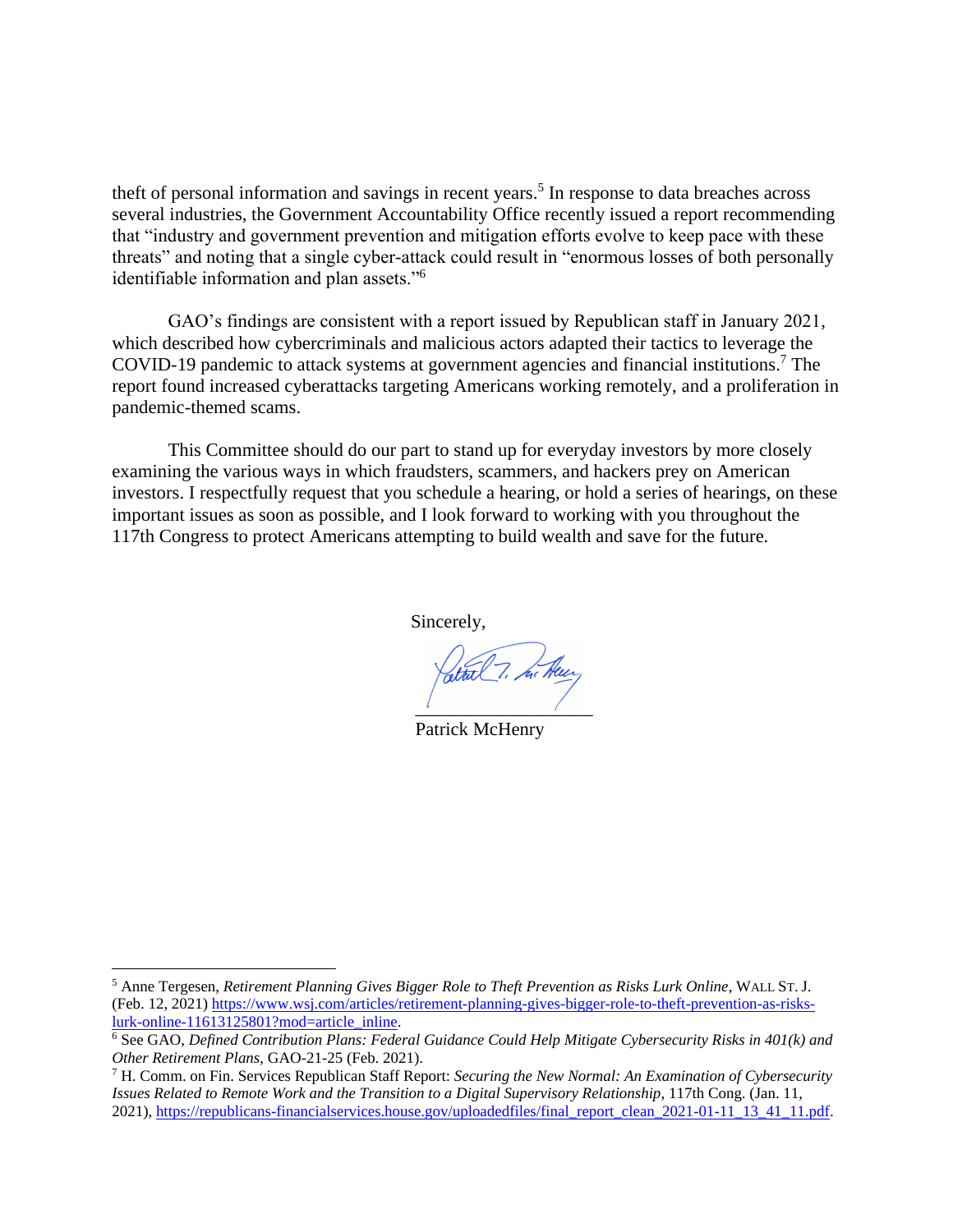theft of personal information and savings in recent years.[5] In response to data breaches across several industries, the Government Accountability Office recently issued a report recommending that "industry and government prevention and mitigation efforts evolve to keep pace with these threats" and noting that a single cyber-attack could result in "enormous losses of both personally identifiable information and plan assets."[6]

GAO's findings are consistent with a report issued by Republican staff in January 2021, which described how cybercriminals and malicious actors adapted their tactics to leverage the COVID-19 pandemic to attack systems at government agencies and financial institutions.[7] The report found increased cyberattacks targeting Americans working remotely, and a proliferation in pandemic-themed scams.

This Committee should do our part to stand up for everyday investors by more closely examining the various ways in which fraudsters, scammers, and hackers prey on American investors. I respectfully request that you schedule a hearing, or hold a series of hearings, on these important issues as soon as possible, and I look forward to working with you throughout the 117th Congress to protect Americans attempting to build wealth and save for the future.

Sincerely,

Patrick McHenry

---

[5] Anne Tergesen, *Retirement Planning Gives Bigger Role to Theft Prevention as Risks Lurk Online*, WALL ST. J. (Feb. 12, 2021) https://www.wsj.com/articles/retirement-planning-gives-bigger-role-to-theft-prevention-as-risks-lurk-online-11613125801?mod=article_inline.

[6] See GAO, *Defined Contribution Plans: Federal Guidance Could Help Mitigate Cybersecurity Risks in 401(k) and Other Retirement Plans*, GAO-21-25 (Feb. 2021).

[7] H. Comm. on Fin. Services Republican Staff Report: *Securing the New Normal: An Examination of Cybersecurity Issues Related to Remote Work and the Transition to a Digital Supervisory Relationship*, 117th Cong. (Jan. 11, 2021), https://republicans-financialservices.house.gov/uploadedfiles/final_report_clean_2021-01-11_13_41_11.pdf.